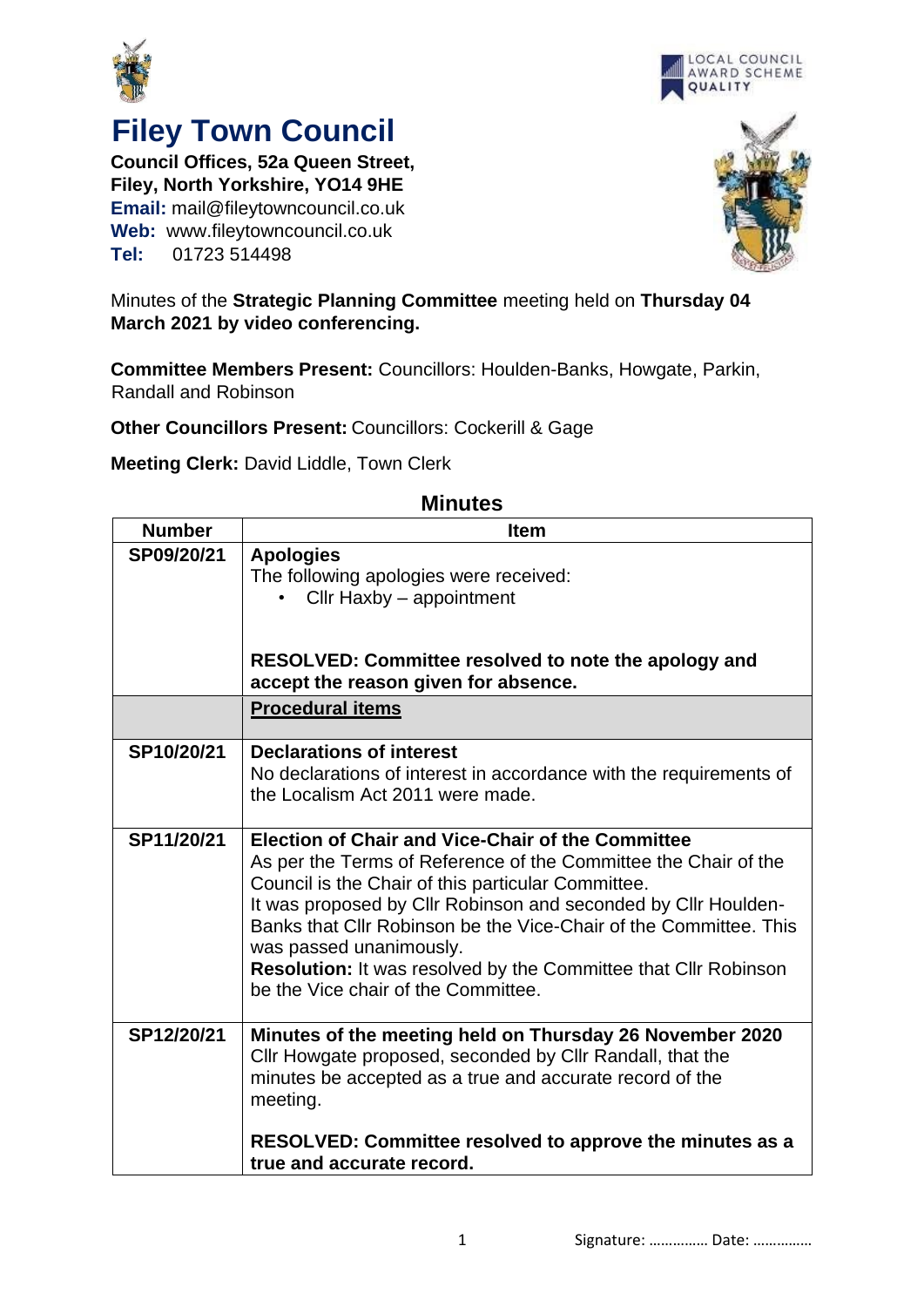# Filey Town Council

**Council Offices, 52a Queen Street,**
**Filey, North Yorkshire, YO14 9HE**
**Email:** mail@fileytowncouncil.co.uk
**Web:** www.fileytowncouncil.co.uk
**Tel:** 01723 514498

LOCAL COUNCIL AWARD SCHEME QUALITY

Minutes of the **Strategic Planning Committee** meeting held on **Thursday 04 March 2021 by video conferencing.**

**Committee Members Present:** Councillors: Houlden-Banks, Howgate, Parkin, Randall and Robinson

**Other Councillors Present:** Councillors: Cockerill & Gage

**Meeting Clerk:** David Liddle, Town Clerk

## Minutes

| Number | Item |
|---|---|
| SP09/20/21 | **Apologies**<br>The following apologies were received:<br>• Cllr Haxby – appointment<br><br>**RESOLVED: Committee resolved to note the apology and accept the reason given for absence.** |
| | **Procedural items** |
| SP10/20/21 | **Declarations of interest**<br>No declarations of interest in accordance with the requirements of the Localism Act 2011 were made. |
| SP11/20/21 | **Election of Chair and Vice-Chair of the Committee**<br>As per the Terms of Reference of the Committee the Chair of the Council is the Chair of this particular Committee.<br>It was proposed by Cllr Robinson and seconded by Cllr Houlden-Banks that Cllr Robinson be the Vice-Chair of the Committee. This was passed unanimously.<br>**Resolution:** It was resolved by the Committee that Cllr Robinson be the Vice chair of the Committee. |
| SP12/20/21 | **Minutes of the meeting held on Thursday 26 November 2020**<br>Cllr Howgate proposed, seconded by Cllr Randall, that the minutes be accepted as a true and accurate record of the meeting.<br><br>**RESOLVED: Committee resolved to approve the minutes as a true and accurate record.** |

Signature: …………… Date: ……………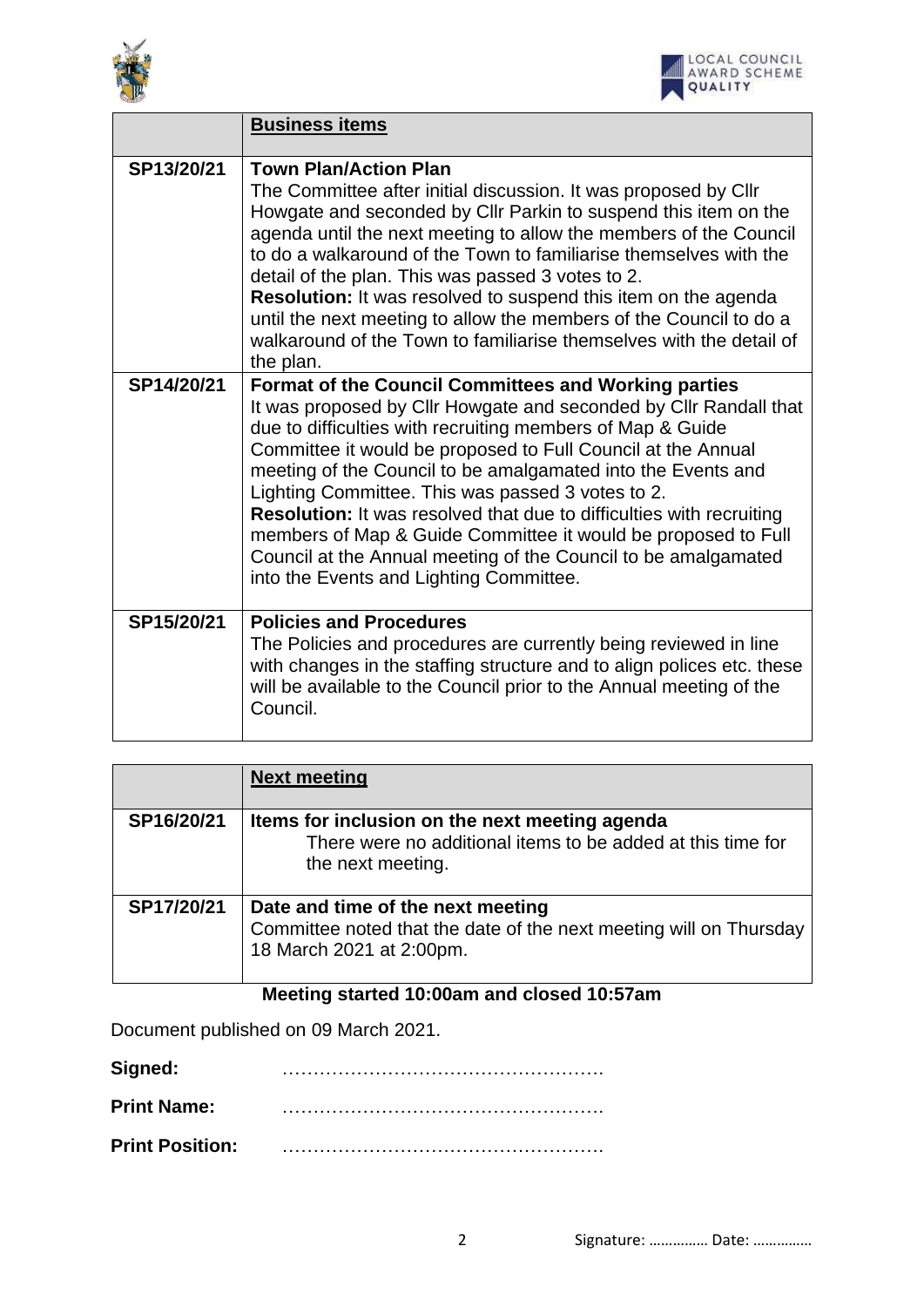| | **Business items** |
|---|---|
| SP13/20/21 | **Town Plan/Action Plan** The Committee after initial discussion. It was proposed by Cllr Howgate and seconded by Cllr Parkin to suspend this item on the agenda until the next meeting to allow the members of the Council to do a walkaround of the Town to familiarise themselves with the detail of the plan. This was passed 3 votes to 2. **Resolution:** It was resolved to suspend this item on the agenda until the next meeting to allow the members of the Council to do a walkaround of the Town to familiarise themselves with the detail of the plan. |
| SP14/20/21 | **Format of the Council Committees and Working parties** It was proposed by Cllr Howgate and seconded by Cllr Randall that due to difficulties with recruiting members of Map & Guide Committee it would be proposed to Full Council at the Annual meeting of the Council to be amalgamated into the Events and Lighting Committee. This was passed 3 votes to 2. **Resolution:** It was resolved that due to difficulties with recruiting members of Map & Guide Committee it would be proposed to Full Council at the Annual meeting of the Council to be amalgamated into the Events and Lighting Committee. |
| SP15/20/21 | **Policies and Procedures** The Policies and procedures are currently being reviewed in line with changes in the staffing structure and to align polices etc. these will be available to the Council prior to the Annual meeting of the Council. |

| | **Next meeting** |
|---|---|
| SP16/20/21 | **Items for inclusion on the next meeting agenda** There were no additional items to be added at this time for the next meeting. |
| SP17/20/21 | **Date and time of the next meeting** Committee noted that the date of the next meeting will on Thursday 18 March 2021 at 2:00pm. |

**Meeting started 10:00am and closed 10:57am**

Document published on 09 March 2021.

**Signed:** …………………………………………….

**Print Name:** …………………………………………….

**Print Position:** …………………………………………….

Signature: …………… Date: ……………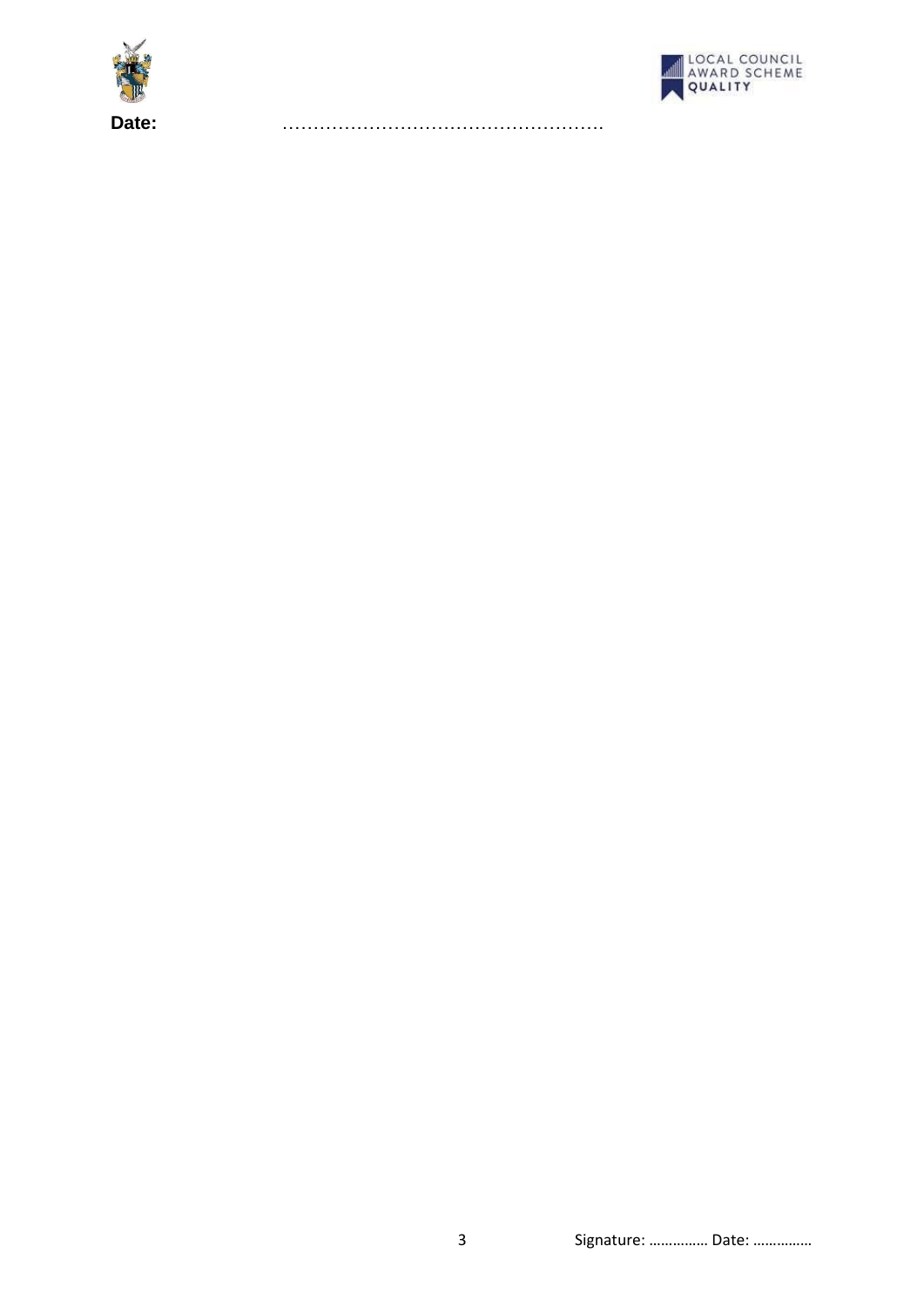**Date:** ……………………………………………

Signature: …………… Date: ……………